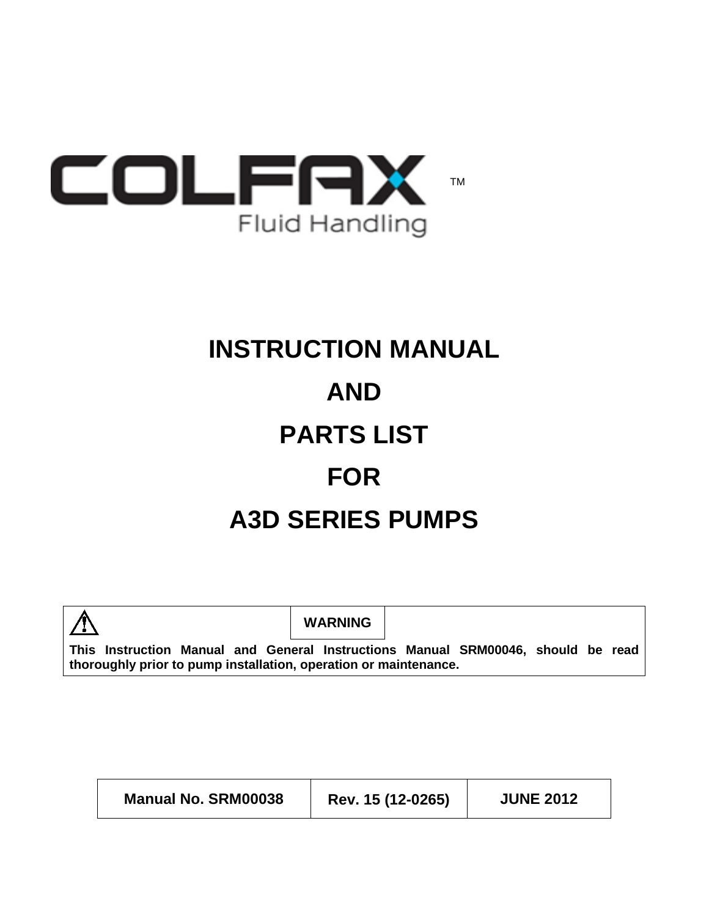COLFAX™

Fluid Handling

# INSTRUCTION MANUAL

# AND

# PARTS LIST

# FOR

# A3D SERIES PUMPS

| ⚠ | WARNING | |
|---|---|---|
| **This Instruction Manual and General Instructions Manual SRM00046, should be read thoroughly prior to pump installation, operation or maintenance.** | | |

| Manual No. SRM00038 | Rev. 15 (12-0265) | JUNE 2012 |
|---|---|---|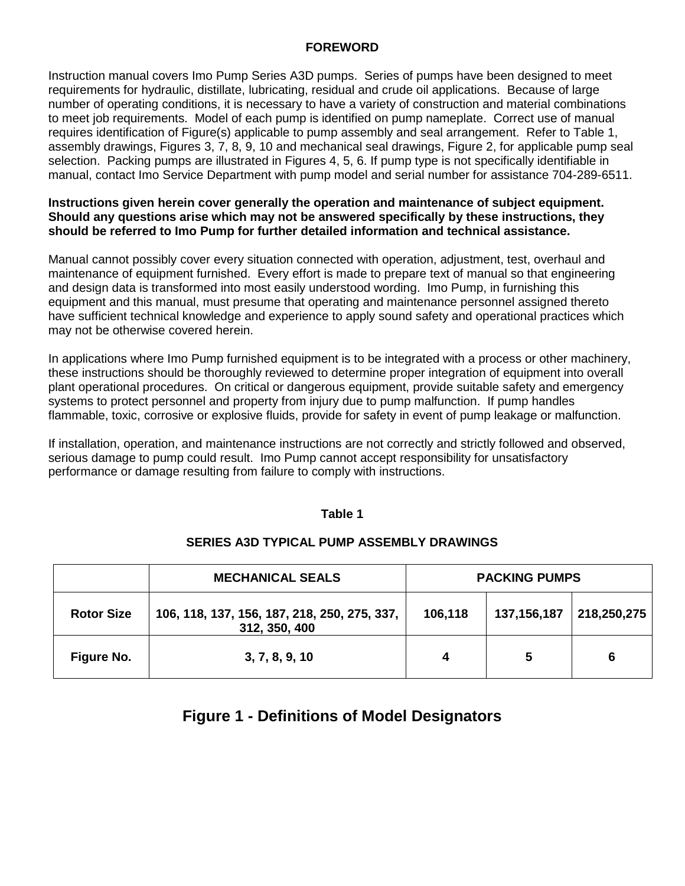## FOREWORD

Instruction manual covers Imo Pump Series A3D pumps. Series of pumps have been designed to meet requirements for hydraulic, distillate, lubricating, residual and crude oil applications. Because of large number of operating conditions, it is necessary to have a variety of construction and material combinations to meet job requirements. Model of each pump is identified on pump nameplate. Correct use of manual requires identification of Figure(s) applicable to pump assembly and seal arrangement. Refer to Table 1, assembly drawings, Figures 3, 7, 8, 9, 10 and mechanical seal drawings, Figure 2, for applicable pump seal selection. Packing pumps are illustrated in Figures 4, 5, 6. If pump type is not specifically identifiable in manual, contact Imo Service Department with pump model and serial number for assistance 704-289-6511.

**Instructions given herein cover generally the operation and maintenance of subject equipment. Should any questions arise which may not be answered specifically by these instructions, they should be referred to Imo Pump for further detailed information and technical assistance.**

Manual cannot possibly cover every situation connected with operation, adjustment, test, overhaul and maintenance of equipment furnished. Every effort is made to prepare text of manual so that engineering and design data is transformed into most easily understood wording. Imo Pump, in furnishing this equipment and this manual, must presume that operating and maintenance personnel assigned thereto have sufficient technical knowledge and experience to apply sound safety and operational practices which may not be otherwise covered herein.

In applications where Imo Pump furnished equipment is to be integrated with a process or other machinery, these instructions should be thoroughly reviewed to determine proper integration of equipment into overall plant operational procedures. On critical or dangerous equipment, provide suitable safety and emergency systems to protect personnel and property from injury due to pump malfunction. If pump handles flammable, toxic, corrosive or explosive fluids, provide for safety in event of pump leakage or malfunction.

If installation, operation, and maintenance instructions are not correctly and strictly followed and observed, serious damage to pump could result. Imo Pump cannot accept responsibility for unsatisfactory performance or damage resulting from failure to comply with instructions.

**Table 1**

**SERIES A3D TYPICAL PUMP ASSEMBLY DRAWINGS**

| | MECHANICAL SEALS | PACKING PUMPS | | |
|---|---|---|---|---|
| **Rotor Size** | 106, 118, 137, 156, 187, 218, 250, 275, 337, 312, 350, 400 | 106,118 | 137,156,187 | 218,250,275 |
| **Figure No.** | 3, 7, 8, 9, 10 | 4 | 5 | 6 |

## Figure 1 - Definitions of Model Designators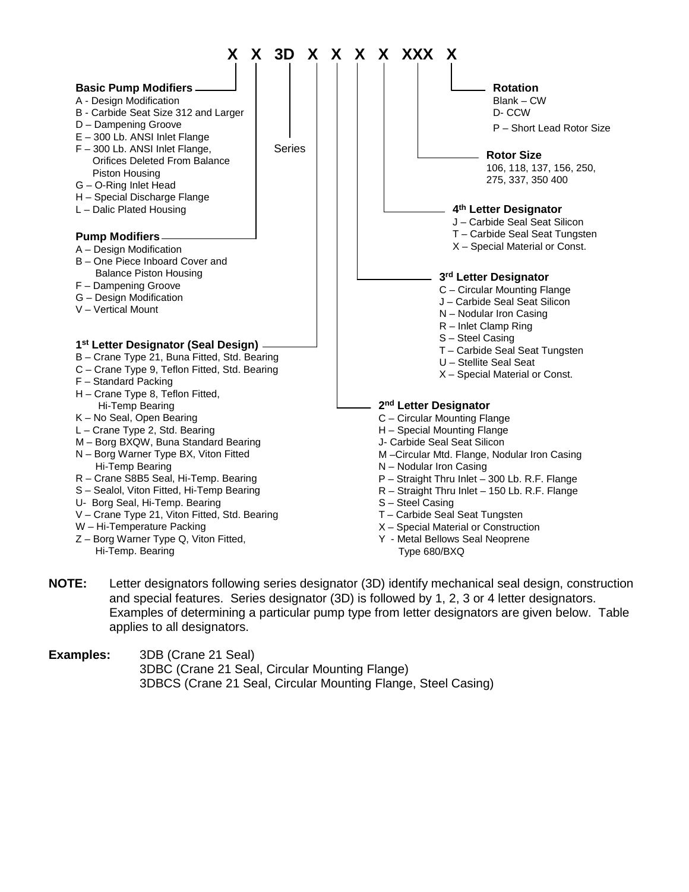**X X 3D X X X X XXX X**

**Basic Pump Modifiers**

- A - Design Modification
- B - Carbide Seat Size 312 and Larger
- D – Dampening Groove
- E – 300 Lb. ANSI Inlet Flange
- F – 300 Lb. ANSI Inlet Flange, Orifices Deleted From Balance Piston Housing
- G – O-Ring Inlet Head
- H – Special Discharge Flange
- L – Dalic Plated Housing

**Pump Modifiers**

- A – Design Modification
- B – One Piece Inboard Cover and Balance Piston Housing
- F – Dampening Groove
- G – Design Modification
- V – Vertical Mount

Series

**1st Letter Designator (Seal Design)**

- B – Crane Type 21, Buna Fitted, Std. Bearing
- C – Crane Type 9, Teflon Fitted, Std. Bearing
- F – Standard Packing
- H – Crane Type 8, Teflon Fitted, Hi-Temp Bearing
- K – No Seal, Open Bearing
- L – Crane Type 2, Std. Bearing
- M – Borg BXQW, Buna Standard Bearing
- N – Borg Warner Type BX, Viton Fitted Hi-Temp Bearing
- R – Crane S8B5 Seal, Hi-Temp. Bearing
- S – Sealol, Viton Fitted, Hi-Temp Bearing
- U- Borg Seal, Hi-Temp. Bearing
- V – Crane Type 21, Viton Fitted, Std. Bearing
- W – Hi-Temperature Packing
- Z – Borg Warner Type Q, Viton Fitted, Hi-Temp. Bearing

**2nd Letter Designator**

- C – Circular Mounting Flange
- H – Special Mounting Flange
- J- Carbide Seal Seat Silicon
- M –Circular Mtd. Flange, Nodular Iron Casing
- N – Nodular Iron Casing
- P – Straight Thru Inlet – 300 Lb. R.F. Flange
- R – Straight Thru Inlet – 150 Lb. R.F. Flange
- S – Steel Casing
- T – Carbide Seal Seat Tungsten
- X – Special Material or Construction
- Y - Metal Bellows Seal Neoprene Type 680/BXQ

**3rd Letter Designator**

- C – Circular Mounting Flange
- J – Carbide Seal Seat Silicon
- N – Nodular Iron Casing
- R – Inlet Clamp Ring
- S – Steel Casing
- T – Carbide Seal Seat Tungsten
- U – Stellite Seal Seat
- X – Special Material or Const.

**4th Letter Designator**

- J – Carbide Seal Seat Silicon
- T – Carbide Seal Seat Tungsten
- X – Special Material or Const.

**Rotor Size**

106, 118, 137, 156, 250, 275, 337, 350 400

**Rotation**

- Blank – CW
- D- CCW
- P – Short Lead Rotor Size

**NOTE:** Letter designators following series designator (3D) identify mechanical seal design, construction and special features. Series designator (3D) is followed by 1, 2, 3 or 4 letter designators. Examples of determining a particular pump type from letter designators are given below. Table applies to all designators.

**Examples:**
3DB (Crane 21 Seal)
3DBC (Crane 21 Seal, Circular Mounting Flange)
3DBCS (Crane 21 Seal, Circular Mounting Flange, Steel Casing)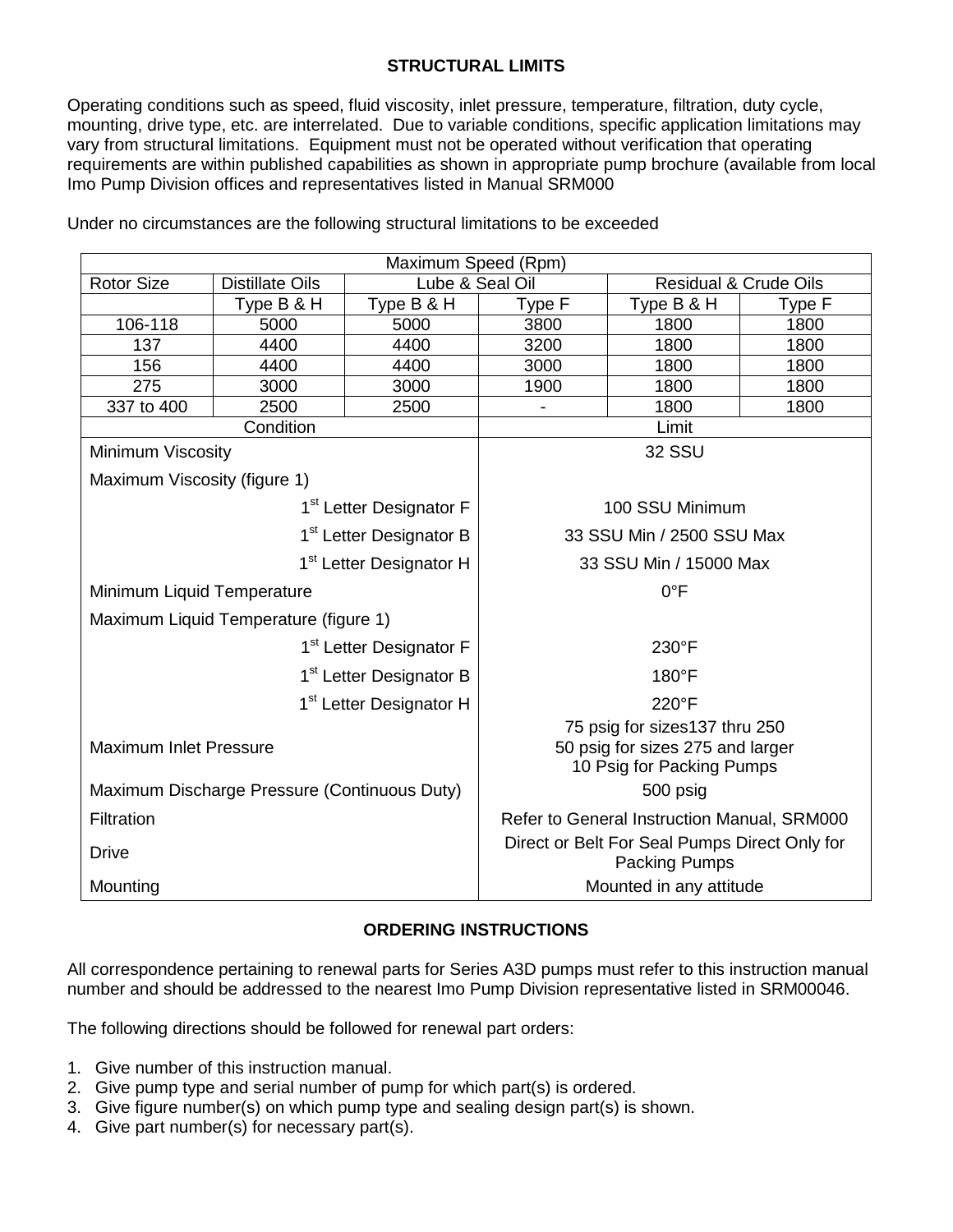## STRUCTURAL LIMITS

Operating conditions such as speed, fluid viscosity, inlet pressure, temperature, filtration, duty cycle, mounting, drive type, etc. are interrelated. Due to variable conditions, specific application limitations may vary from structural limitations. Equipment must not be operated without verification that operating requirements are within published capabilities as shown in appropriate pump brochure (available from local Imo Pump Division offices and representatives listed in Manual SRM000

Under no circumstances are the following structural limitations to be exceeded

| Maximum Speed (Rpm) | | | | | |
|---|---|---|---|---|---|
| Rotor Size | Distillate Oils | Lube & Seal Oil | | Residual & Crude Oils | |
| | Type B & H | Type B & H | Type F | Type B & H | Type F |
| 106-118 | 5000 | 5000 | 3800 | 1800 | 1800 |
| 137 | 4400 | 4400 | 3200 | 1800 | 1800 |
| 156 | 4400 | 4400 | 3000 | 1800 | 1800 |
| 275 | 3000 | 3000 | 1900 | 1800 | 1800 |
| 337 to 400 | 2500 | 2500 | - | 1800 | 1800 |

| Condition | Limit |
|---|---|
| Minimum Viscosity | 32 SSU |
| Maximum Viscosity (figure 1) | |
| 1st Letter Designator F | 100 SSU Minimum |
| 1st Letter Designator B | 33 SSU Min / 2500 SSU Max |
| 1st Letter Designator H | 33 SSU Min / 15000 Max |
| Minimum Liquid Temperature | 0°F |
| Maximum Liquid Temperature (figure 1) | |
| 1st Letter Designator F | 230°F |
| 1st Letter Designator B | 180°F |
| 1st Letter Designator H | 220°F |
| Maximum Inlet Pressure | 75 psig for sizes137 thru 250<br>50 psig for sizes 275 and larger<br>10 Psig for Packing Pumps |
| Maximum Discharge Pressure (Continuous Duty) | 500 psig |
| Filtration | Refer to General Instruction Manual, SRM000 |
| Drive | Direct or Belt For Seal Pumps Direct Only for Packing Pumps |
| Mounting | Mounted in any attitude |

## ORDERING INSTRUCTIONS

All correspondence pertaining to renewal parts for Series A3D pumps must refer to this instruction manual number and should be addressed to the nearest Imo Pump Division representative listed in SRM00046.

The following directions should be followed for renewal part orders:

1. Give number of this instruction manual.
2. Give pump type and serial number of pump for which part(s) is ordered.
3. Give figure number(s) on which pump type and sealing design part(s) is shown.
4. Give part number(s) for necessary part(s).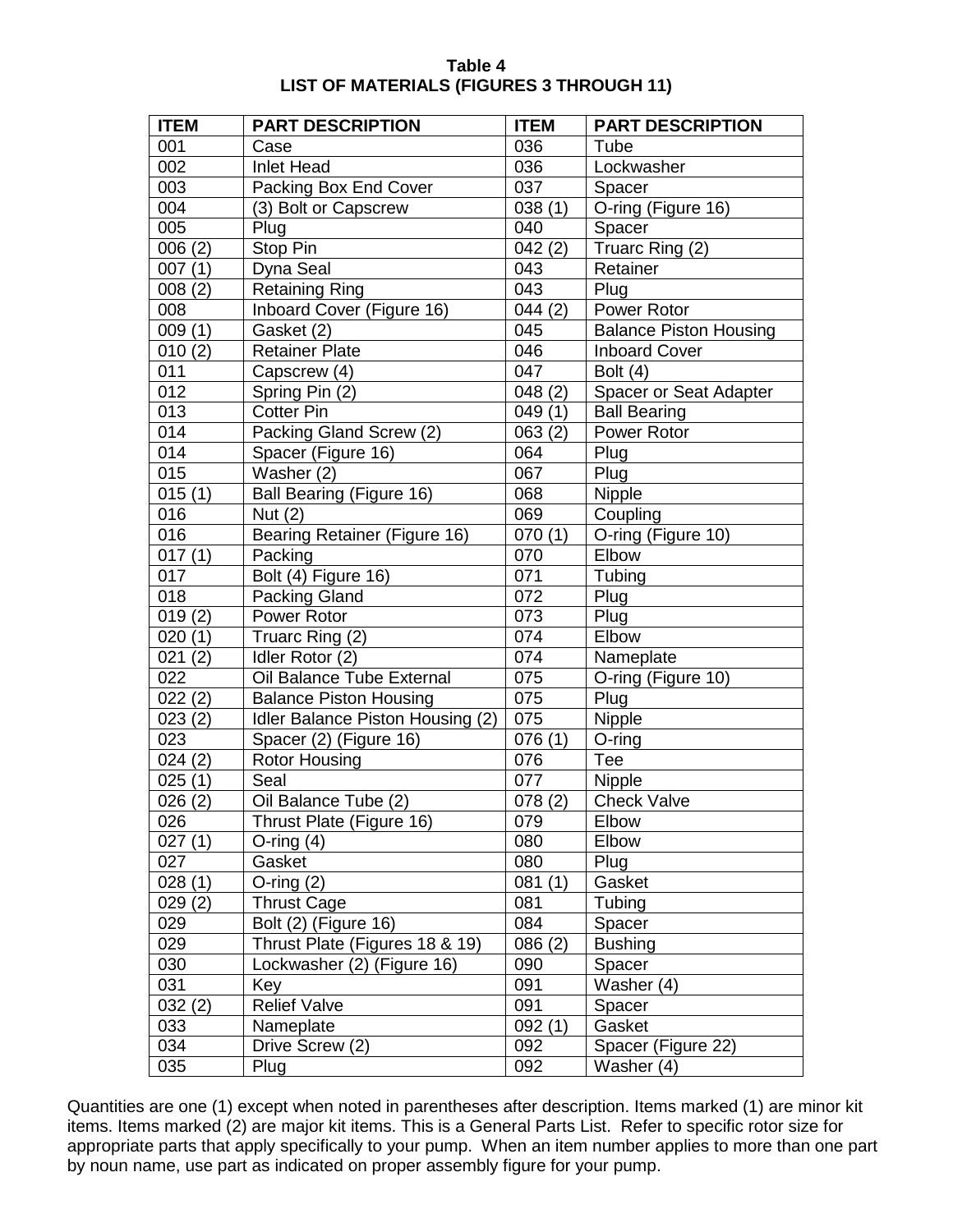**Table 4**
**LIST OF MATERIALS (FIGURES 3 THROUGH 11)**

| ITEM | PART DESCRIPTION | ITEM | PART DESCRIPTION |
|---|---|---|---|
| 001 | Case | 036 | Tube |
| 002 | Inlet Head | 036 | Lockwasher |
| 003 | Packing Box End Cover | 037 | Spacer |
| 004 | (3) Bolt or Capscrew | 038 (1) | O-ring (Figure 16) |
| 005 | Plug | 040 | Spacer |
| 006 (2) | Stop Pin | 042 (2) | Truarc Ring (2) |
| 007 (1) | Dyna Seal | 043 | Retainer |
| 008 (2) | Retaining Ring | 043 | Plug |
| 008 | Inboard Cover (Figure 16) | 044 (2) | Power Rotor |
| 009 (1) | Gasket (2) | 045 | Balance Piston Housing |
| 010 (2) | Retainer Plate | 046 | Inboard Cover |
| 011 | Capscrew (4) | 047 | Bolt (4) |
| 012 | Spring Pin (2) | 048 (2) | Spacer or Seat Adapter |
| 013 | Cotter Pin | 049 (1) | Ball Bearing |
| 014 | Packing Gland Screw (2) | 063 (2) | Power Rotor |
| 014 | Spacer (Figure 16) | 064 | Plug |
| 015 | Washer (2) | 067 | Plug |
| 015 (1) | Ball Bearing (Figure 16) | 068 | Nipple |
| 016 | Nut (2) | 069 | Coupling |
| 016 | Bearing Retainer (Figure 16) | 070 (1) | O-ring (Figure 10) |
| 017 (1) | Packing | 070 | Elbow |
| 017 | Bolt (4) Figure 16) | 071 | Tubing |
| 018 | Packing Gland | 072 | Plug |
| 019 (2) | Power Rotor | 073 | Plug |
| 020 (1) | Truarc Ring (2) | 074 | Elbow |
| 021 (2) | Idler Rotor (2) | 074 | Nameplate |
| 022 | Oil Balance Tube External | 075 | O-ring (Figure 10) |
| 022 (2) | Balance Piston Housing | 075 | Plug |
| 023 (2) | Idler Balance Piston Housing (2) | 075 | Nipple |
| 023 | Spacer (2) (Figure 16) | 076 (1) | O-ring |
| 024 (2) | Rotor Housing | 076 | Tee |
| 025 (1) | Seal | 077 | Nipple |
| 026 (2) | Oil Balance Tube (2) | 078 (2) | Check Valve |
| 026 | Thrust Plate (Figure 16) | 079 | Elbow |
| 027 (1) | O-ring (4) | 080 | Elbow |
| 027 | Gasket | 080 | Plug |
| 028 (1) | O-ring (2) | 081 (1) | Gasket |
| 029 (2) | Thrust Cage | 081 | Tubing |
| 029 | Bolt (2) (Figure 16) | 084 | Spacer |
| 029 | Thrust Plate (Figures 18 & 19) | 086 (2) | Bushing |
| 030 | Lockwasher (2) (Figure 16) | 090 | Spacer |
| 031 | Key | 091 | Washer (4) |
| 032 (2) | Relief Valve | 091 | Spacer |
| 033 | Nameplate | 092 (1) | Gasket |
| 034 | Drive Screw (2) | 092 | Spacer (Figure 22) |
| 035 | Plug | 092 | Washer (4) |

Quantities are one (1) except when noted in parentheses after description. Items marked (1) are minor kit items. Items marked (2) are major kit items. This is a General Parts List. Refer to specific rotor size for appropriate parts that apply specifically to your pump. When an item number applies to more than one part by noun name, use part as indicated on proper assembly figure for your pump.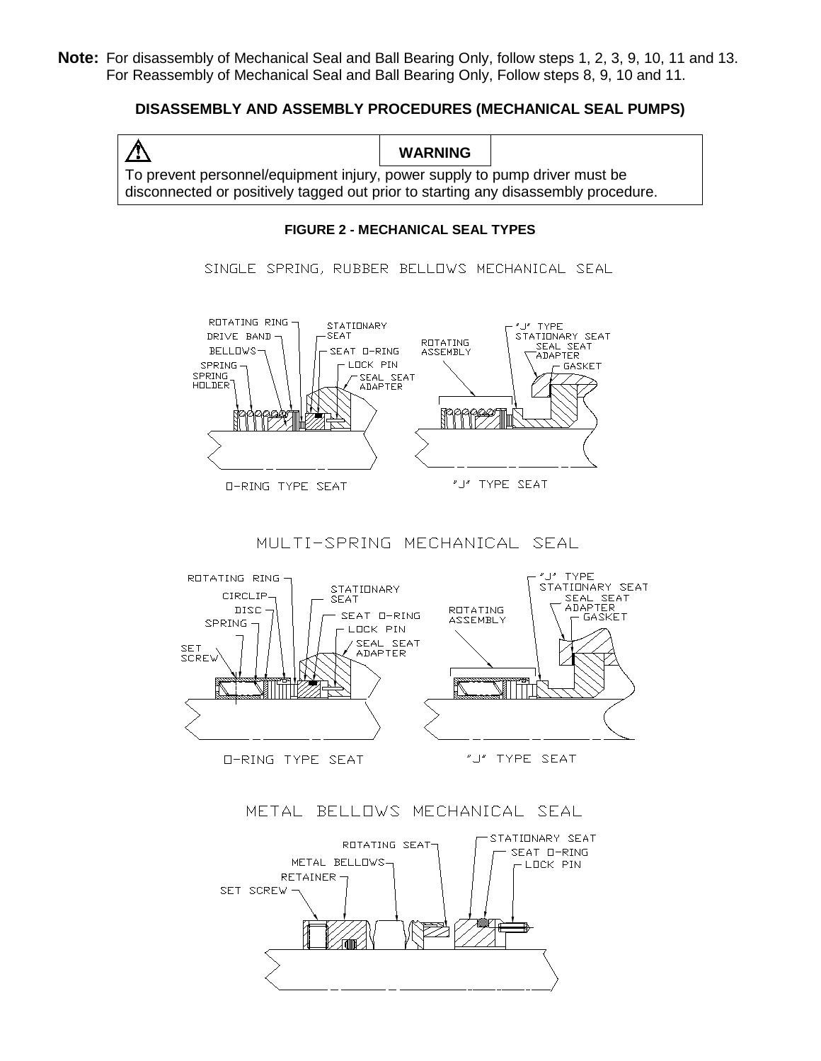**Note:** For disassembly of Mechanical Seal and Ball Bearing Only, follow steps 1, 2, 3, 9, 10, 11 and 13.
For Reassembly of Mechanical Seal and Ball Bearing Only, Follow steps 8, 9, 10 and 11.

## DISASSEMBLY AND ASSEMBLY PROCEDURES (MECHANICAL SEAL PUMPS)

> ⚠ **WARNING**
>
> To prevent personnel/equipment injury, power supply to pump driver must be disconnected or positively tagged out prior to starting any disassembly procedure.

**FIGURE 2 - MECHANICAL SEAL TYPES**

SINGLE SPRING, RUBBER BELLOWS MECHANICAL SEAL

ROTATING RING, DRIVE BAND, BELLOWS, SPRING, SPRING HOLDER, STATIONARY SEAT, SEAT O-RING, LOCK PIN, SEAL SEAT ADAPTER

O-RING TYPE SEAT

ROTATING ASSEMBLY, "J" TYPE STATIONARY SEAT, SEAL SEAT ADAPTER, GASKET

"J" TYPE SEAT

MULTI-SPRING MECHANICAL SEAL

ROTATING RING, CIRCLIP, DISC, SPRING, SET SCREW, STATIONARY SEAT, SEAT O-RING, LOCK PIN, SEAL SEAT ADAPTER

O-RING TYPE SEAT

ROTATING ASSEMBLY, "J" TYPE STATIONARY SEAT, SEAL SEAT ADAPTER, GASKET

"J" TYPE SEAT

METAL BELLOWS MECHANICAL SEAL

ROTATING SEAT, METAL BELLOWS, RETAINER, SET SCREW, STATIONARY SEAT, SEAT O-RING, LOCK PIN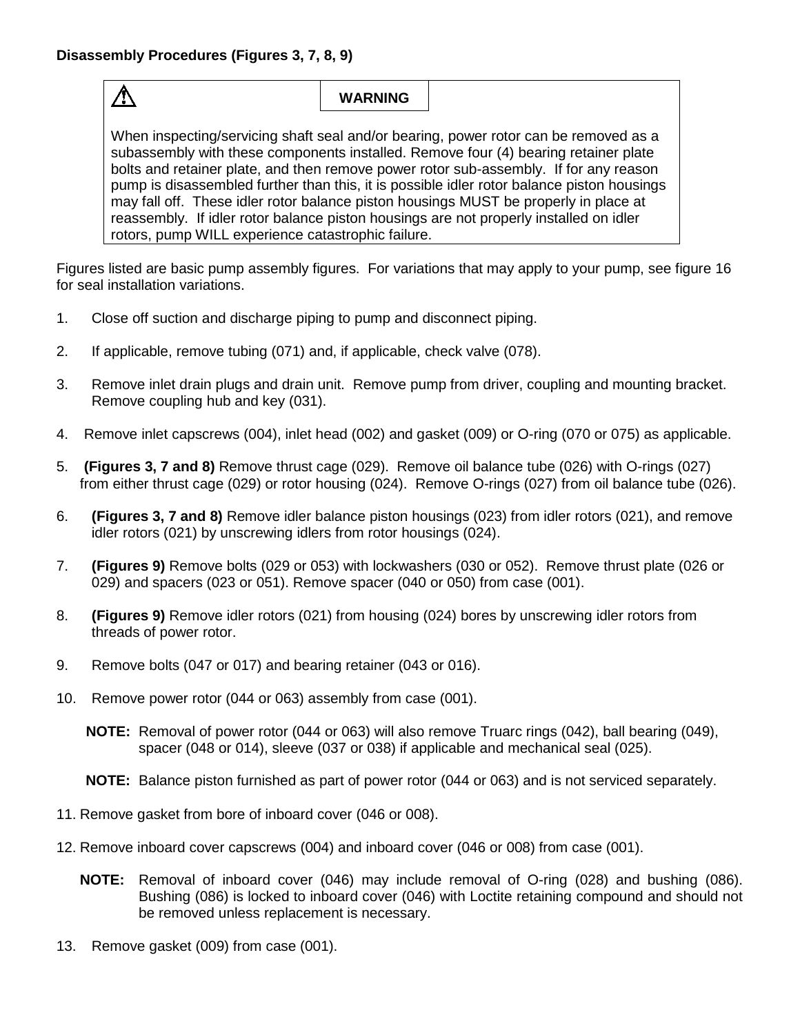**Disassembly Procedures (Figures 3, 7, 8, 9)**

> ⚠ **WARNING**
>
> When inspecting/servicing shaft seal and/or bearing, power rotor can be removed as a subassembly with these components installed. Remove four (4) bearing retainer plate bolts and retainer plate, and then remove power rotor sub-assembly. If for any reason pump is disassembled further than this, it is possible idler rotor balance piston housings may fall off. These idler rotor balance piston housings MUST be properly in place at reassembly. If idler rotor balance piston housings are not properly installed on idler rotors, pump WILL experience catastrophic failure.

Figures listed are basic pump assembly figures. For variations that may apply to your pump, see figure 16 for seal installation variations.

1. Close off suction and discharge piping to pump and disconnect piping.
2. If applicable, remove tubing (071) and, if applicable, check valve (078).
3. Remove inlet drain plugs and drain unit. Remove pump from driver, coupling and mounting bracket. Remove coupling hub and key (031).
4. Remove inlet capscrews (004), inlet head (002) and gasket (009) or O-ring (070 or 075) as applicable.
5. **(Figures 3, 7 and 8)** Remove thrust cage (029). Remove oil balance tube (026) with O-rings (027) from either thrust cage (029) or rotor housing (024). Remove O-rings (027) from oil balance tube (026).
6. **(Figures 3, 7 and 8)** Remove idler balance piston housings (023) from idler rotors (021), and remove idler rotors (021) by unscrewing idlers from rotor housings (024).
7. **(Figures 9)** Remove bolts (029 or 053) with lockwashers (030 or 052). Remove thrust plate (026 or 029) and spacers (023 or 051). Remove spacer (040 or 050) from case (001).
8. **(Figures 9)** Remove idler rotors (021) from housing (024) bores by unscrewing idler rotors from threads of power rotor.
9. Remove bolts (047 or 017) and bearing retainer (043 or 016).
10. Remove power rotor (044 or 063) assembly from case (001).

    **NOTE:** Removal of power rotor (044 or 063) will also remove Truarc rings (042), ball bearing (049), spacer (048 or 014), sleeve (037 or 038) if applicable and mechanical seal (025).

    **NOTE:** Balance piston furnished as part of power rotor (044 or 063) and is not serviced separately.

11. Remove gasket from bore of inboard cover (046 or 008).
12. Remove inboard cover capscrews (004) and inboard cover (046 or 008) from case (001).

    **NOTE:** Removal of inboard cover (046) may include removal of O-ring (028) and bushing (086). Bushing (086) is locked to inboard cover (046) with Loctite retaining compound and should not be removed unless replacement is necessary.

13. Remove gasket (009) from case (001).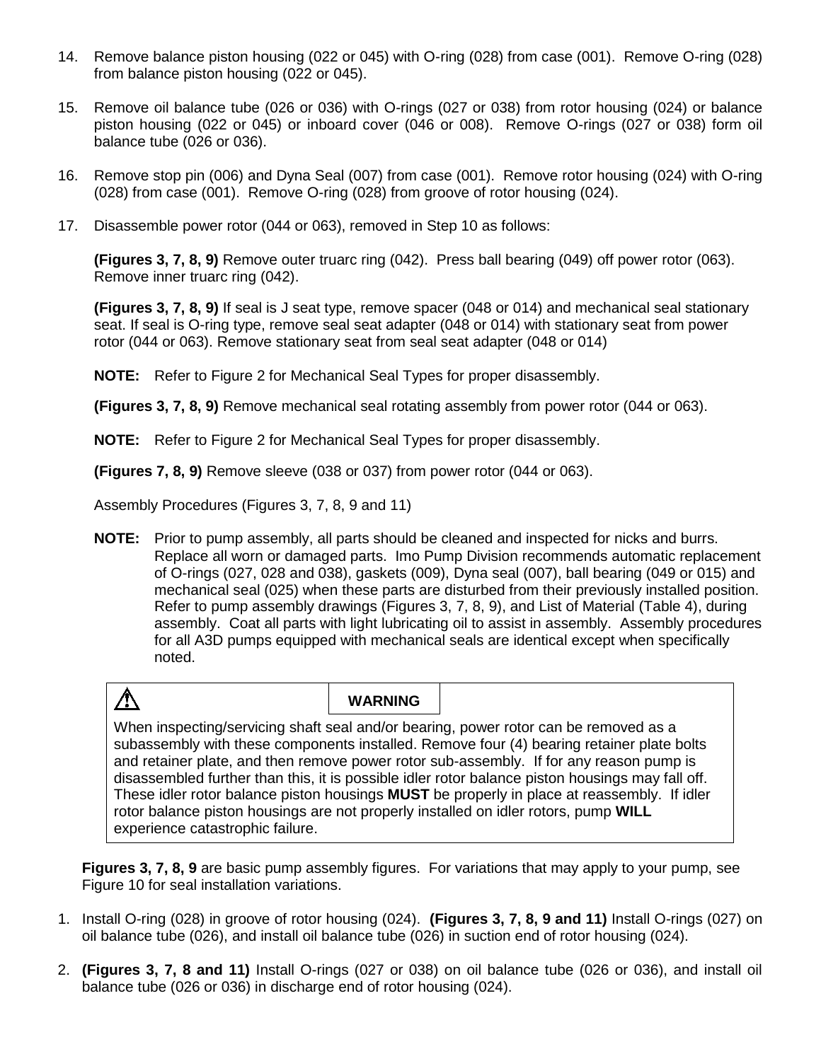14. Remove balance piston housing (022 or 045) with O-ring (028) from case (001). Remove O-ring (028) from balance piston housing (022 or 045).

15. Remove oil balance tube (026 or 036) with O-rings (027 or 038) from rotor housing (024) or balance piston housing (022 or 045) or inboard cover (046 or 008). Remove O-rings (027 or 038) form oil balance tube (026 or 036).

16. Remove stop pin (006) and Dyna Seal (007) from case (001). Remove rotor housing (024) with O-ring (028) from case (001). Remove O-ring (028) from groove of rotor housing (024).

17. Disassemble power rotor (044 or 063), removed in Step 10 as follows:

    **(Figures 3, 7, 8, 9)** Remove outer truarc ring (042). Press ball bearing (049) off power rotor (063). Remove inner truarc ring (042).

    **(Figures 3, 7, 8, 9)** If seal is J seat type, remove spacer (048 or 014) and mechanical seal stationary seat. If seal is O-ring type, remove seal seat adapter (048 or 014) with stationary seat from power rotor (044 or 063). Remove stationary seat from seal seat adapter (048 or 014)

    **NOTE:** Refer to Figure 2 for Mechanical Seal Types for proper disassembly.

    **(Figures 3, 7, 8, 9)** Remove mechanical seal rotating assembly from power rotor (044 or 063).

    **NOTE:** Refer to Figure 2 for Mechanical Seal Types for proper disassembly.

    **(Figures 7, 8, 9)** Remove sleeve (038 or 037) from power rotor (044 or 063).

Assembly Procedures (Figures 3, 7, 8, 9 and 11)

**NOTE:** Prior to pump assembly, all parts should be cleaned and inspected for nicks and burrs. Replace all worn or damaged parts. Imo Pump Division recommends automatic replacement of O-rings (027, 028 and 038), gaskets (009), Dyna seal (007), ball bearing (049 or 015) and mechanical seal (025) when these parts are disturbed from their previously installed position. Refer to pump assembly drawings (Figures 3, 7, 8, 9), and List of Material (Table 4), during assembly. Coat all parts with light lubricating oil to assist in assembly. Assembly procedures for all A3D pumps equipped with mechanical seals are identical except when specifically noted.

> ⚠ **WARNING**
>
> When inspecting/servicing shaft seal and/or bearing, power rotor can be removed as a subassembly with these components installed. Remove four (4) bearing retainer plate bolts and retainer plate, and then remove power rotor sub-assembly. If for any reason pump is disassembled further than this, it is possible idler rotor balance piston housings may fall off. These idler rotor balance piston housings **MUST** be properly in place at reassembly. If idler rotor balance piston housings are not properly installed on idler rotors, pump **WILL** experience catastrophic failure.

**Figures 3, 7, 8, 9** are basic pump assembly figures. For variations that may apply to your pump, see Figure 10 for seal installation variations.

1. Install O-ring (028) in groove of rotor housing (024). **(Figures 3, 7, 8, 9 and 11)** Install O-rings (027) on oil balance tube (026), and install oil balance tube (026) in suction end of rotor housing (024).

2. **(Figures 3, 7, 8 and 11)** Install O-rings (027 or 038) on oil balance tube (026 or 036), and install oil balance tube (026 or 036) in discharge end of rotor housing (024).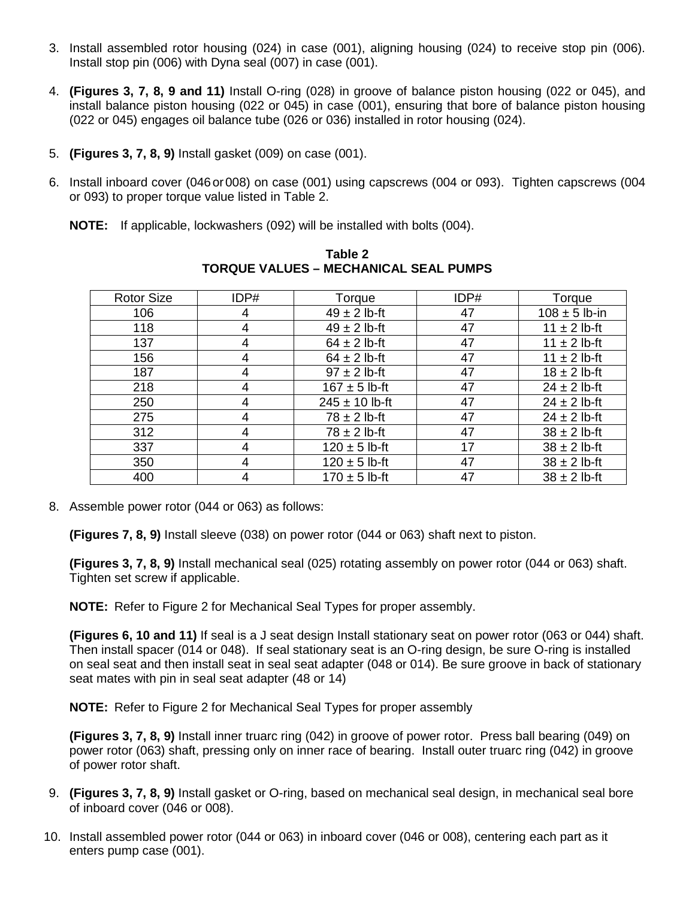3. Install assembled rotor housing (024) in case (001), aligning housing (024) to receive stop pin (006). Install stop pin (006) with Dyna seal (007) in case (001).

4. **(Figures 3, 7, 8, 9 and 11)** Install O-ring (028) in groove of balance piston housing (022 or 045), and install balance piston housing (022 or 045) in case (001), ensuring that bore of balance piston housing (022 or 045) engages oil balance tube (026 or 036) installed in rotor housing (024).

5. **(Figures 3, 7, 8, 9)** Install gasket (009) on case (001).

6. Install inboard cover (046 or 008) on case (001) using capscrews (004 or 093). Tighten capscrews (004 or 093) to proper torque value listed in Table 2.

   **NOTE:** If applicable, lockwashers (092) will be installed with bolts (004).

**Table 2**
**TORQUE VALUES – MECHANICAL SEAL PUMPS**

| Rotor Size | IDP# | Torque | IDP# | Torque |
|---|---|---|---|---|
| 106 | 4 | 49 ± 2 lb-ft | 47 | 108 ± 5 lb-in |
| 118 | 4 | 49 ± 2 lb-ft | 47 | 11 ± 2 lb-ft |
| 137 | 4 | 64 ± 2 lb-ft | 47 | 11 ± 2 lb-ft |
| 156 | 4 | 64 ± 2 lb-ft | 47 | 11 ± 2 lb-ft |
| 187 | 4 | 97 ± 2 lb-ft | 47 | 18 ± 2 lb-ft |
| 218 | 4 | 167 ± 5 lb-ft | 47 | 24 ± 2 lb-ft |
| 250 | 4 | 245 ± 10 lb-ft | 47 | 24 ± 2 lb-ft |
| 275 | 4 | 78 ± 2 lb-ft | 47 | 24 ± 2 lb-ft |
| 312 | 4 | 78 ± 2 lb-ft | 47 | 38 ± 2 lb-ft |
| 337 | 4 | 120 ± 5 lb-ft | 17 | 38 ± 2 lb-ft |
| 350 | 4 | 120 ± 5 lb-ft | 47 | 38 ± 2 lb-ft |
| 400 | 4 | 170 ± 5 lb-ft | 47 | 38 ± 2 lb-ft |

8. Assemble power rotor (044 or 063) as follows:

   **(Figures 7, 8, 9)** Install sleeve (038) on power rotor (044 or 063) shaft next to piston.

   **(Figures 3, 7, 8, 9)** Install mechanical seal (025) rotating assembly on power rotor (044 or 063) shaft. Tighten set screw if applicable.

   **NOTE:** Refer to Figure 2 for Mechanical Seal Types for proper assembly.

   **(Figures 6, 10 and 11)** If seal is a J seat design Install stationary seat on power rotor (063 or 044) shaft. Then install spacer (014 or 048). If seal stationary seat is an O-ring design, be sure O-ring is installed on seal seat and then install seat in seal seat adapter (048 or 014). Be sure groove in back of stationary seat mates with pin in seal seat adapter (48 or 14)

   **NOTE:** Refer to Figure 2 for Mechanical Seal Types for proper assembly

   **(Figures 3, 7, 8, 9)** Install inner truarc ring (042) in groove of power rotor. Press ball bearing (049) on power rotor (063) shaft, pressing only on inner race of bearing. Install outer truarc ring (042) in groove of power rotor shaft.

9. **(Figures 3, 7, 8, 9)** Install gasket or O-ring, based on mechanical seal design, in mechanical seal bore of inboard cover (046 or 008).

10. Install assembled power rotor (044 or 063) in inboard cover (046 or 008), centering each part as it enters pump case (001).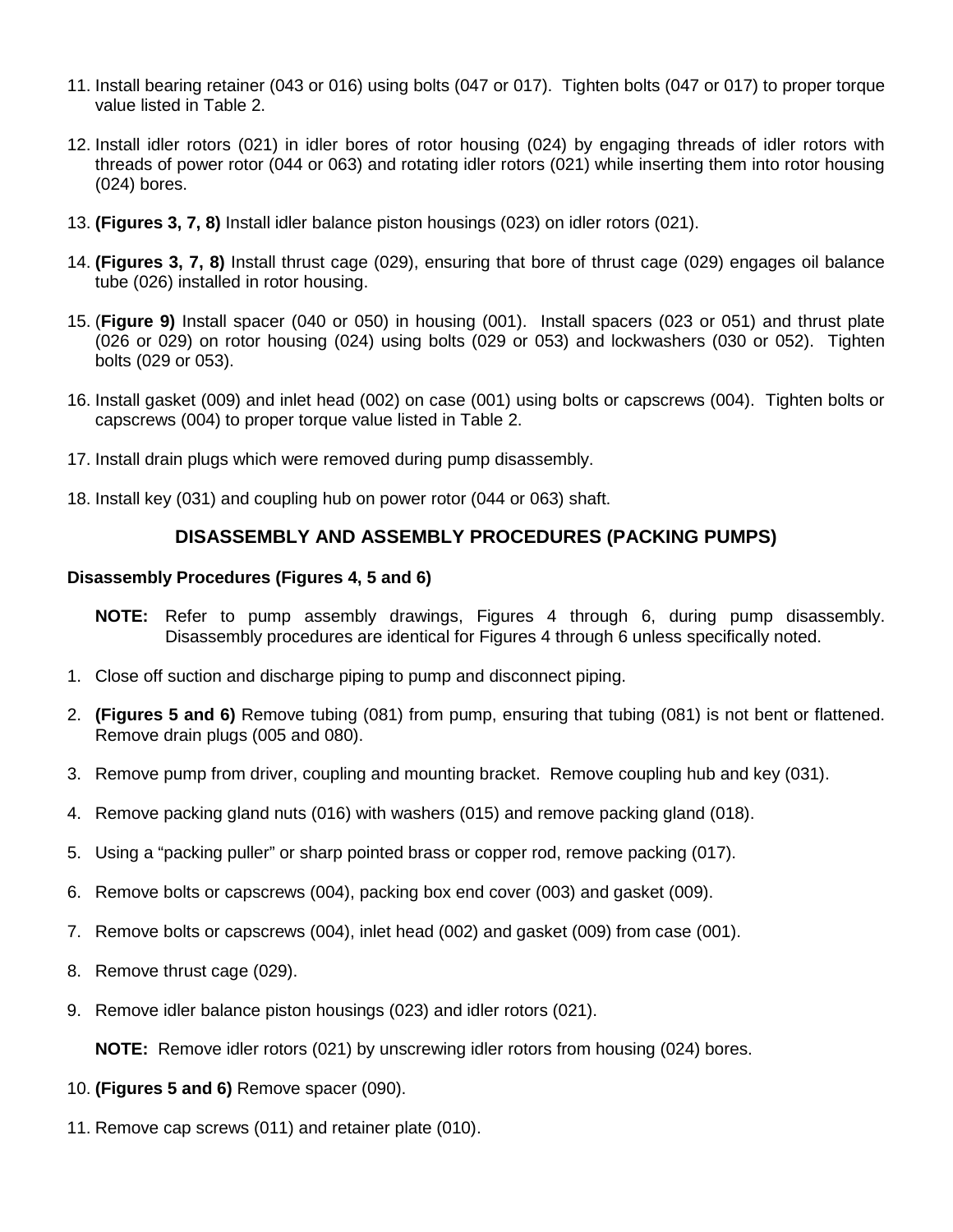11. Install bearing retainer (043 or 016) using bolts (047 or 017). Tighten bolts (047 or 017) to proper torque value listed in Table 2.

12. Install idler rotors (021) in idler bores of rotor housing (024) by engaging threads of idler rotors with threads of power rotor (044 or 063) and rotating idler rotors (021) while inserting them into rotor housing (024) bores.

13. **(Figures 3, 7, 8)** Install idler balance piston housings (023) on idler rotors (021).

14. **(Figures 3, 7, 8)** Install thrust cage (029), ensuring that bore of thrust cage (029) engages oil balance tube (026) installed in rotor housing.

15. (**Figure 9)** Install spacer (040 or 050) in housing (001). Install spacers (023 or 051) and thrust plate (026 or 029) on rotor housing (024) using bolts (029 or 053) and lockwashers (030 or 052). Tighten bolts (029 or 053).

16. Install gasket (009) and inlet head (002) on case (001) using bolts or capscrews (004). Tighten bolts or capscrews (004) to proper torque value listed in Table 2.

17. Install drain plugs which were removed during pump disassembly.

18. Install key (031) and coupling hub on power rotor (044 or 063) shaft.

## DISASSEMBLY AND ASSEMBLY PROCEDURES (PACKING PUMPS)

### Disassembly Procedures (Figures 4, 5 and 6)

**NOTE:** Refer to pump assembly drawings, Figures 4 through 6, during pump disassembly. Disassembly procedures are identical for Figures 4 through 6 unless specifically noted.

1. Close off suction and discharge piping to pump and disconnect piping.

2. **(Figures 5 and 6)** Remove tubing (081) from pump, ensuring that tubing (081) is not bent or flattened. Remove drain plugs (005 and 080).

3. Remove pump from driver, coupling and mounting bracket. Remove coupling hub and key (031).

4. Remove packing gland nuts (016) with washers (015) and remove packing gland (018).

5. Using a “packing puller” or sharp pointed brass or copper rod, remove packing (017).

6. Remove bolts or capscrews (004), packing box end cover (003) and gasket (009).

7. Remove bolts or capscrews (004), inlet head (002) and gasket (009) from case (001).

8. Remove thrust cage (029).

9. Remove idler balance piston housings (023) and idler rotors (021).

   **NOTE:** Remove idler rotors (021) by unscrewing idler rotors from housing (024) bores.

10. **(Figures 5 and 6)** Remove spacer (090).

11. Remove cap screws (011) and retainer plate (010).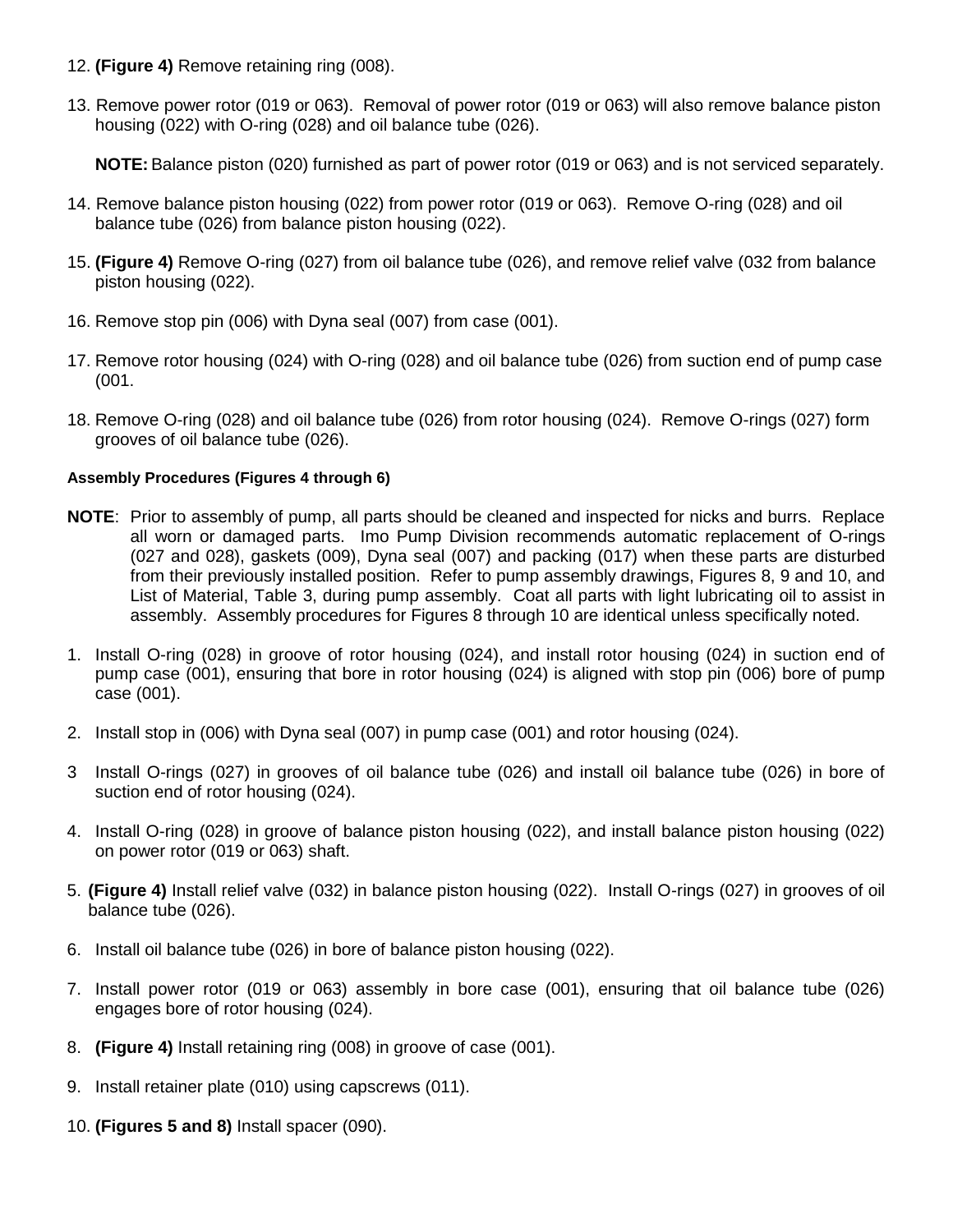12. **(Figure 4)** Remove retaining ring (008).

13. Remove power rotor (019 or 063). Removal of power rotor (019 or 063) will also remove balance piston housing (022) with O-ring (028) and oil balance tube (026).

    **NOTE:** Balance piston (020) furnished as part of power rotor (019 or 063) and is not serviced separately.

14. Remove balance piston housing (022) from power rotor (019 or 063). Remove O-ring (028) and oil balance tube (026) from balance piston housing (022).

15. **(Figure 4)** Remove O-ring (027) from oil balance tube (026), and remove relief valve (032 from balance piston housing (022).

16. Remove stop pin (006) with Dyna seal (007) from case (001).

17. Remove rotor housing (024) with O-ring (028) and oil balance tube (026) from suction end of pump case (001.

18. Remove O-ring (028) and oil balance tube (026) from rotor housing (024). Remove O-rings (027) form grooves of oil balance tube (026).

#### Assembly Procedures (Figures 4 through 6)

**NOTE**: Prior to assembly of pump, all parts should be cleaned and inspected for nicks and burrs. Replace all worn or damaged parts. Imo Pump Division recommends automatic replacement of O-rings (027 and 028), gaskets (009), Dyna seal (007) and packing (017) when these parts are disturbed from their previously installed position. Refer to pump assembly drawings, Figures 8, 9 and 10, and List of Material, Table 3, during pump assembly. Coat all parts with light lubricating oil to assist in assembly. Assembly procedures for Figures 8 through 10 are identical unless specifically noted.

1. Install O-ring (028) in groove of rotor housing (024), and install rotor housing (024) in suction end of pump case (001), ensuring that bore in rotor housing (024) is aligned with stop pin (006) bore of pump case (001).

2. Install stop in (006) with Dyna seal (007) in pump case (001) and rotor housing (024).

3 Install O-rings (027) in grooves of oil balance tube (026) and install oil balance tube (026) in bore of suction end of rotor housing (024).

4. Install O-ring (028) in groove of balance piston housing (022), and install balance piston housing (022) on power rotor (019 or 063) shaft.

5. **(Figure 4)** Install relief valve (032) in balance piston housing (022). Install O-rings (027) in grooves of oil balance tube (026).

6. Install oil balance tube (026) in bore of balance piston housing (022).

7. Install power rotor (019 or 063) assembly in bore case (001), ensuring that oil balance tube (026) engages bore of rotor housing (024).

8. **(Figure 4)** Install retaining ring (008) in groove of case (001).

9. Install retainer plate (010) using capscrews (011).

10. **(Figures 5 and 8)** Install spacer (090).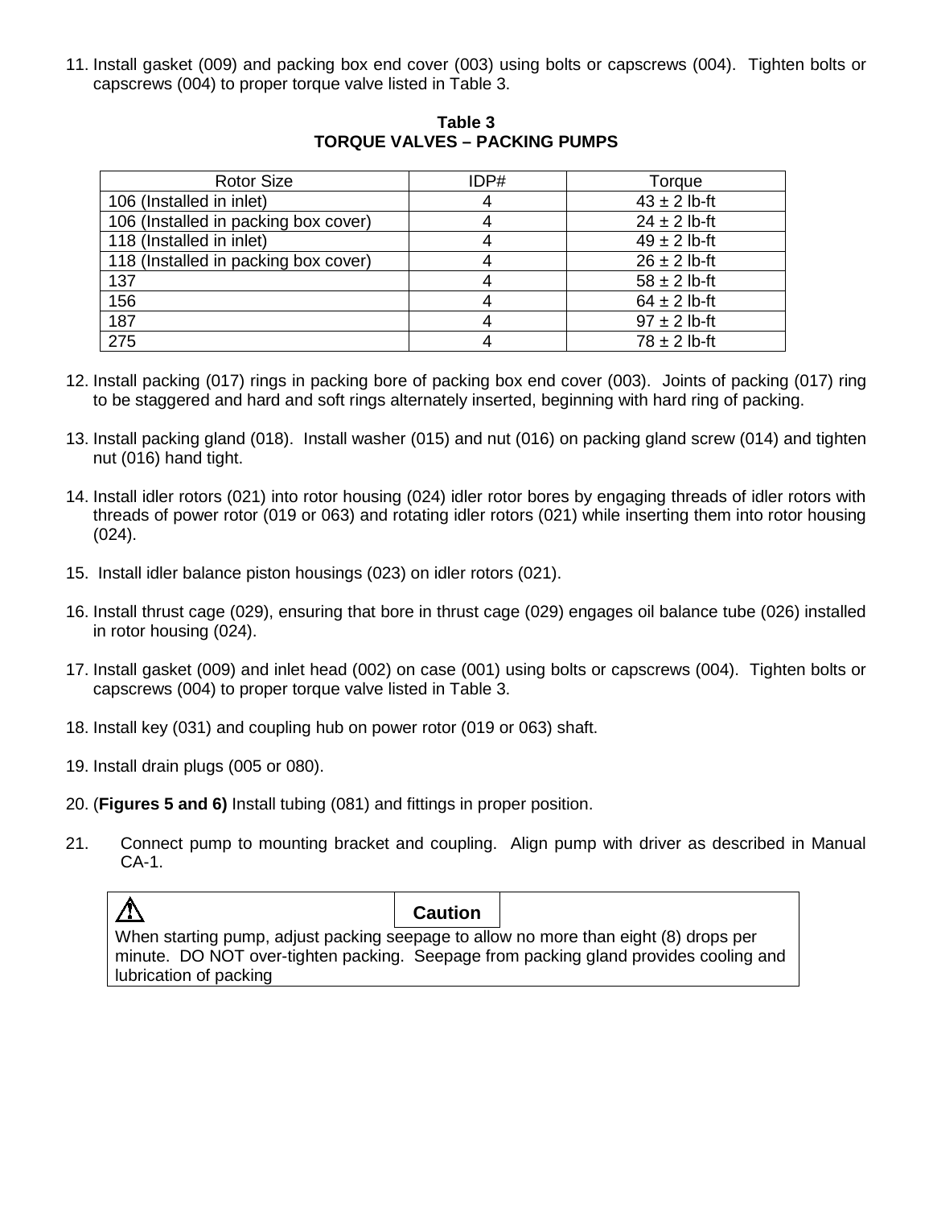11. Install gasket (009) and packing box end cover (003) using bolts or capscrews (004). Tighten bolts or capscrews (004) to proper torque valve listed in Table 3.

**Table 3**
**TORQUE VALVES – PACKING PUMPS**

| Rotor Size | IDP# | Torque |
|---|---|---|
| 106 (Installed in inlet) | 4 | 43 ± 2 lb-ft |
| 106 (Installed in packing box cover) | 4 | 24 ± 2 lb-ft |
| 118 (Installed in inlet) | 4 | 49 ± 2 lb-ft |
| 118 (Installed in packing box cover) | 4 | 26 ± 2 lb-ft |
| 137 | 4 | 58 ± 2 lb-ft |
| 156 | 4 | 64 ± 2 lb-ft |
| 187 | 4 | 97 ± 2 lb-ft |
| 275 | 4 | 78 ± 2 lb-ft |

12. Install packing (017) rings in packing bore of packing box end cover (003). Joints of packing (017) ring to be staggered and hard and soft rings alternately inserted, beginning with hard ring of packing.

13. Install packing gland (018). Install washer (015) and nut (016) on packing gland screw (014) and tighten nut (016) hand tight.

14. Install idler rotors (021) into rotor housing (024) idler rotor bores by engaging threads of idler rotors with threads of power rotor (019 or 063) and rotating idler rotors (021) while inserting them into rotor housing (024).

15. Install idler balance piston housings (023) on idler rotors (021).

16. Install thrust cage (029), ensuring that bore in thrust cage (029) engages oil balance tube (026) installed in rotor housing (024).

17. Install gasket (009) and inlet head (002) on case (001) using bolts or capscrews (004). Tighten bolts or capscrews (004) to proper torque valve listed in Table 3.

18. Install key (031) and coupling hub on power rotor (019 or 063) shaft.

19. Install drain plugs (005 or 080).

20. (**Figures 5 and 6)** Install tubing (081) and fittings in proper position.

21. Connect pump to mounting bracket and coupling. Align pump with driver as described in Manual CA-1.

> ⚠ **Caution**
>
> When starting pump, adjust packing seepage to allow no more than eight (8) drops per minute. DO NOT over-tighten packing. Seepage from packing gland provides cooling and lubrication of packing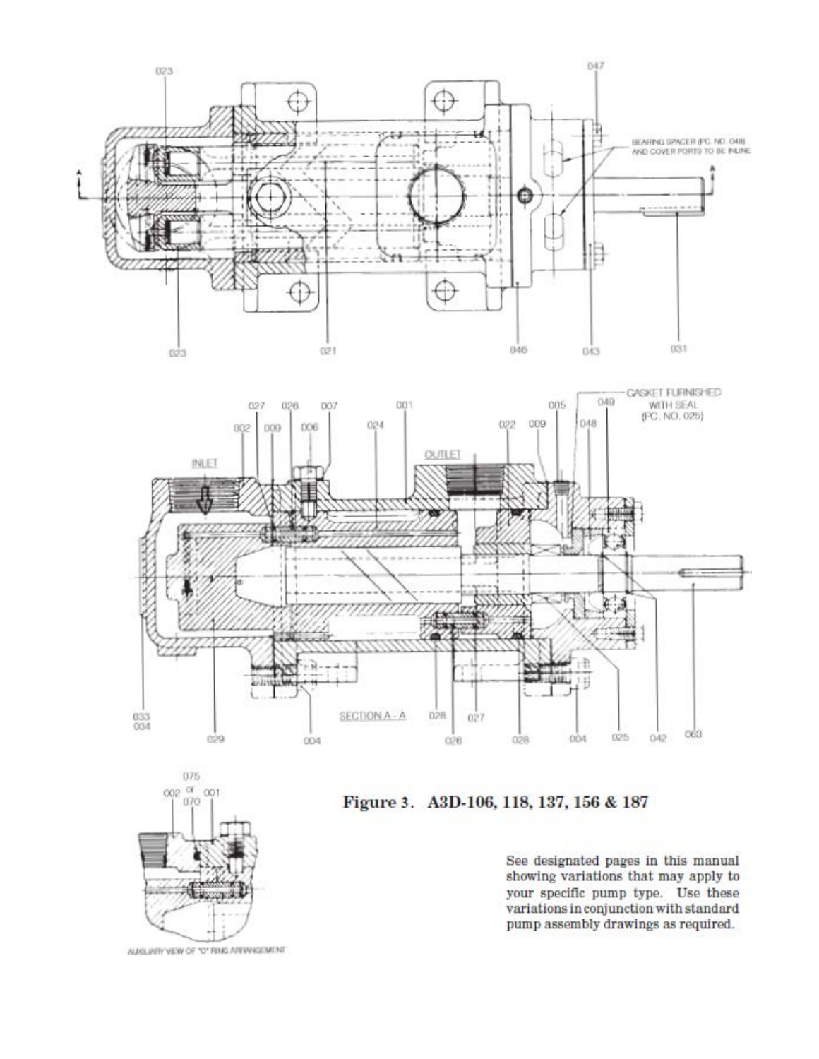**Figure 3. A3D-106, 118, 137, 156 & 187**

See designated pages in this manual showing variations that may apply to your specific pump type. Use these variations in conjunction with standard pump assembly drawings as required.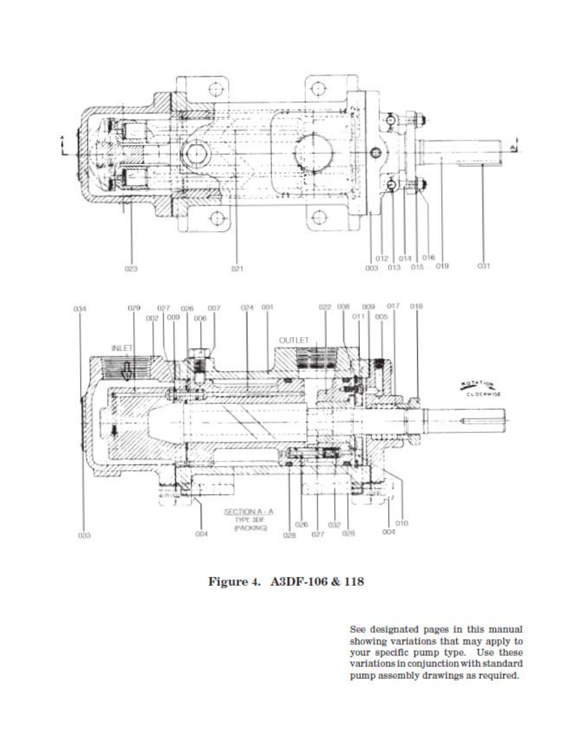**Figure 4. A3DF-106 & 118**

See designated pages in this manual showing variations that may apply to your specific pump type. Use these variations in conjunction with standard pump assembly drawings as required.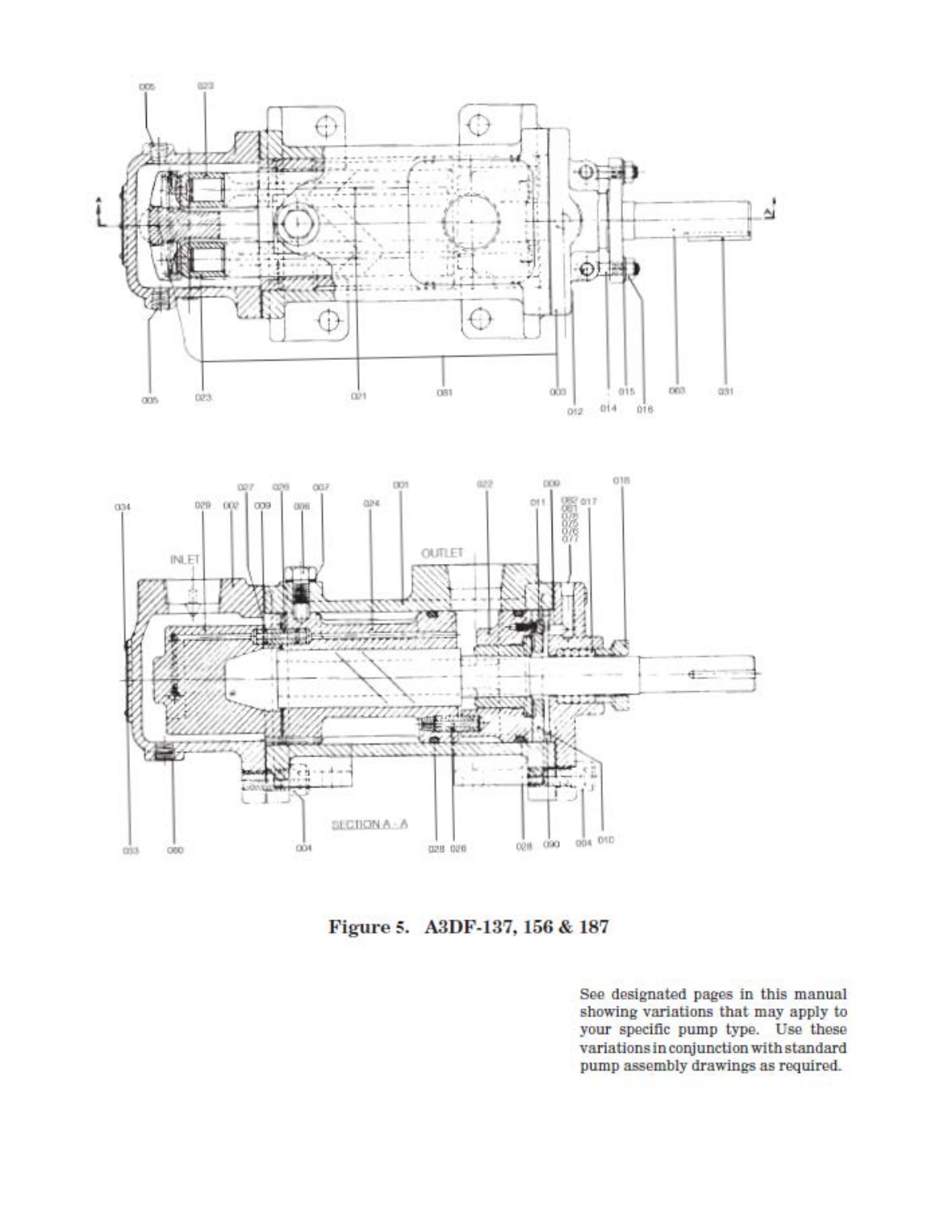**Figure 5. A3DF-137, 156 & 187**

See designated pages in this manual showing variations that may apply to your specific pump type. Use these variations in conjunction with standard pump assembly drawings as required.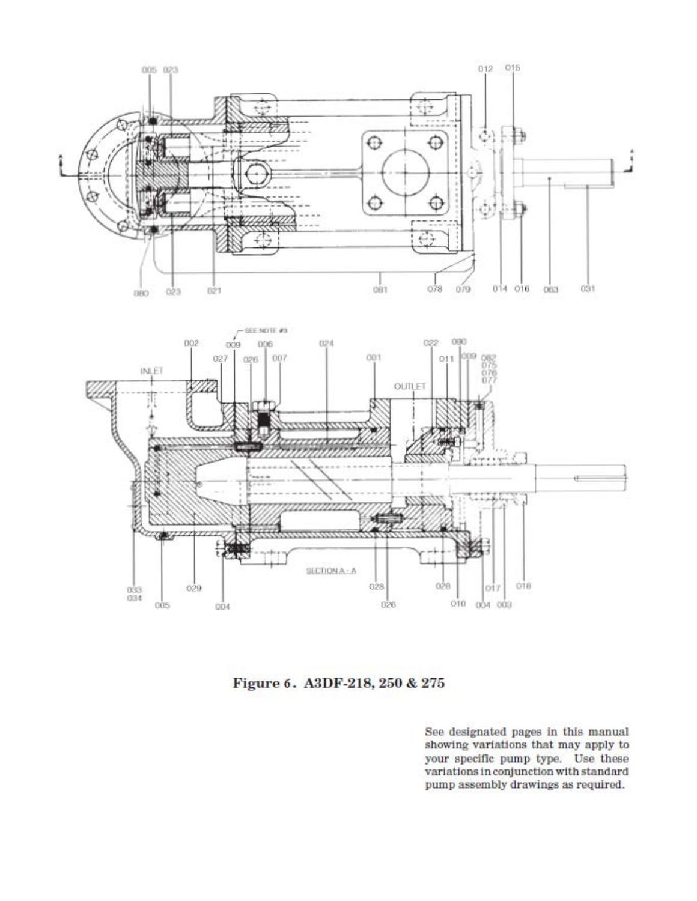**Figure 6. A3DF-218, 250 & 275**

See designated pages in this manual showing variations that may apply to your specific pump type. Use these variations in conjunction with standard pump assembly drawings as required.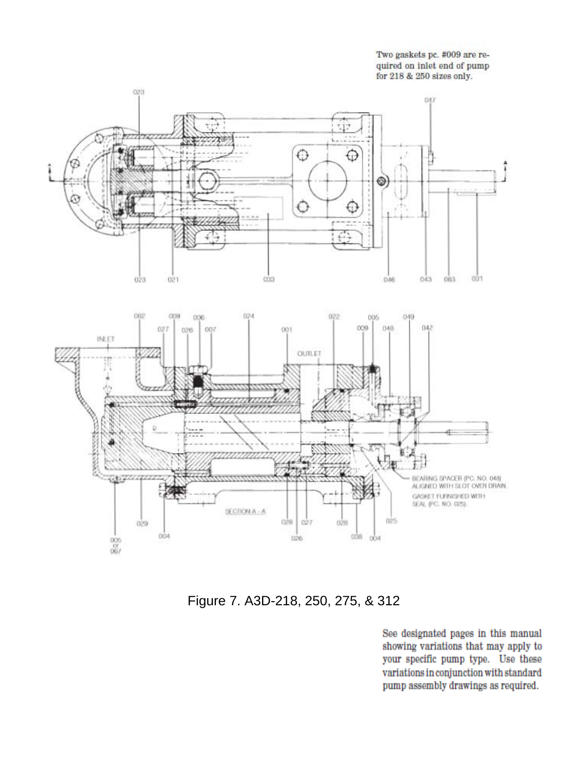Two gaskets pc. #009 are required on inlet end of pump for 218 & 250 sizes only.

BEARING SPACER (PC. NO. 048) ALIGNED WITH SLOT OVER DRAIN.

GASKET FURNISHED WITH SEAL (PC. NO. 025).

Figure 7. A3D-218, 250, 275, & 312

See designated pages in this manual showing variations that may apply to your specific pump type. Use these variations in conjunction with standard pump assembly drawings as required.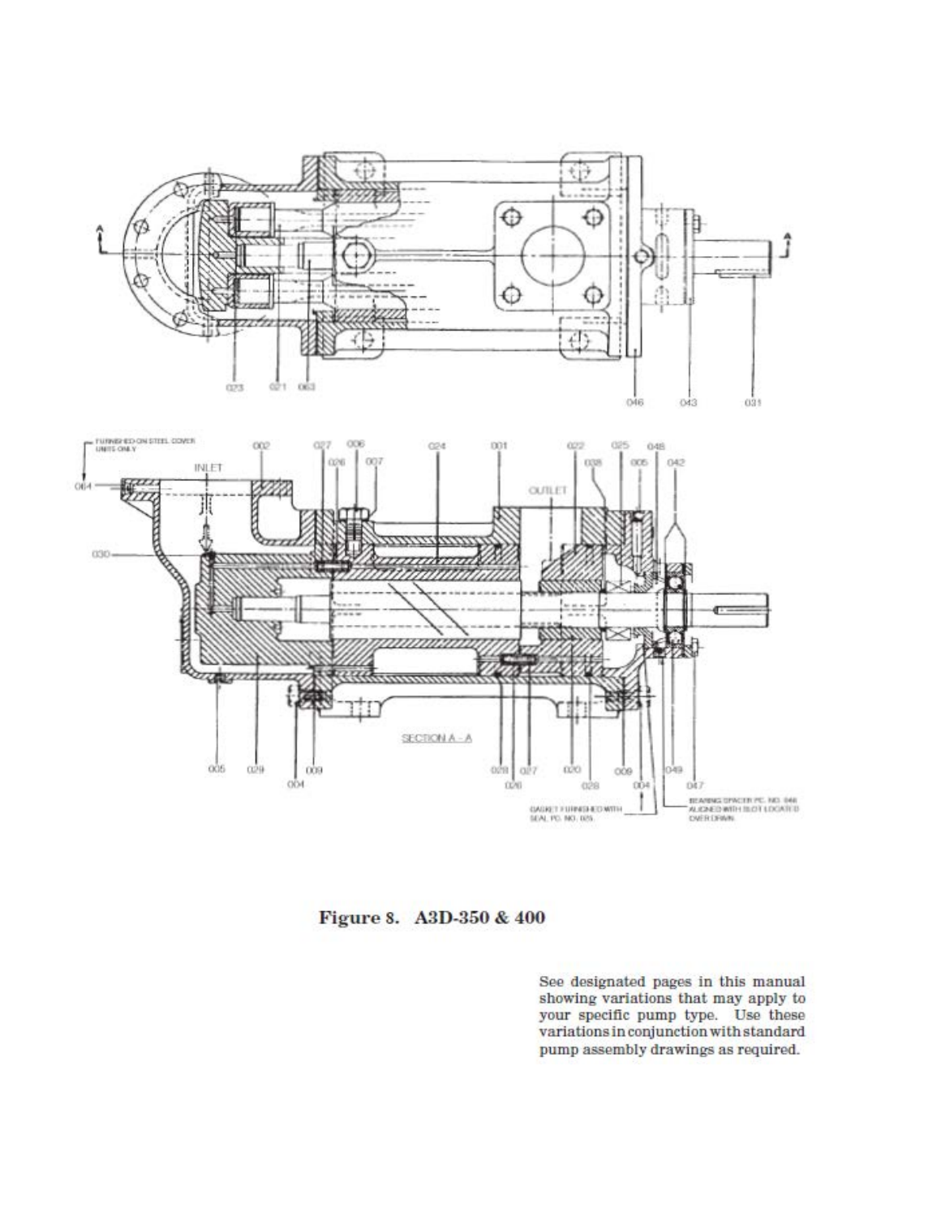**Figure 8. A3D-350 & 400**

See designated pages in this manual showing variations that may apply to your specific pump type. Use these variations in conjunction with standard pump assembly drawings as required.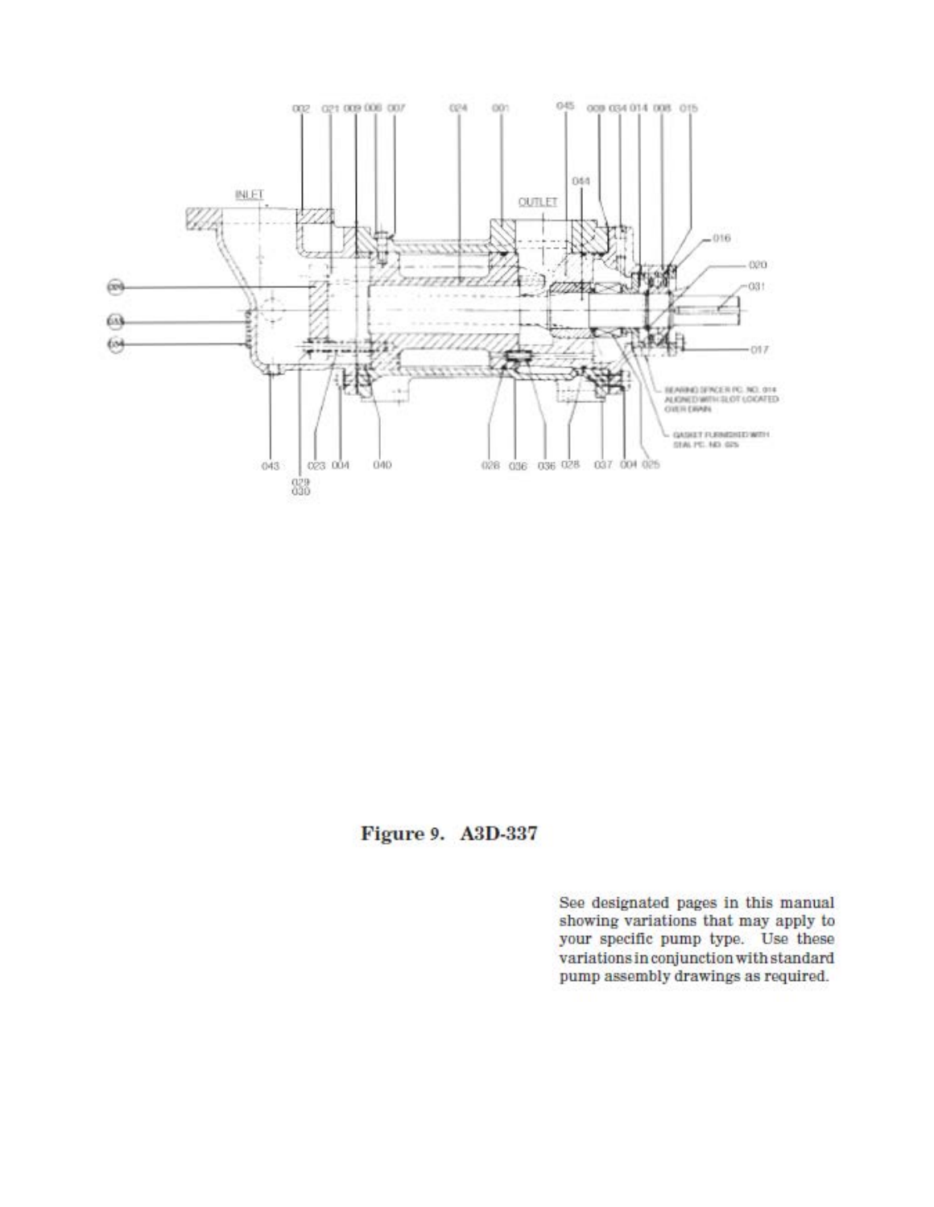**Figure 9. A3D-337**

See designated pages in this manual showing variations that may apply to your specific pump type. Use these variations in conjunction with standard pump assembly drawings as required.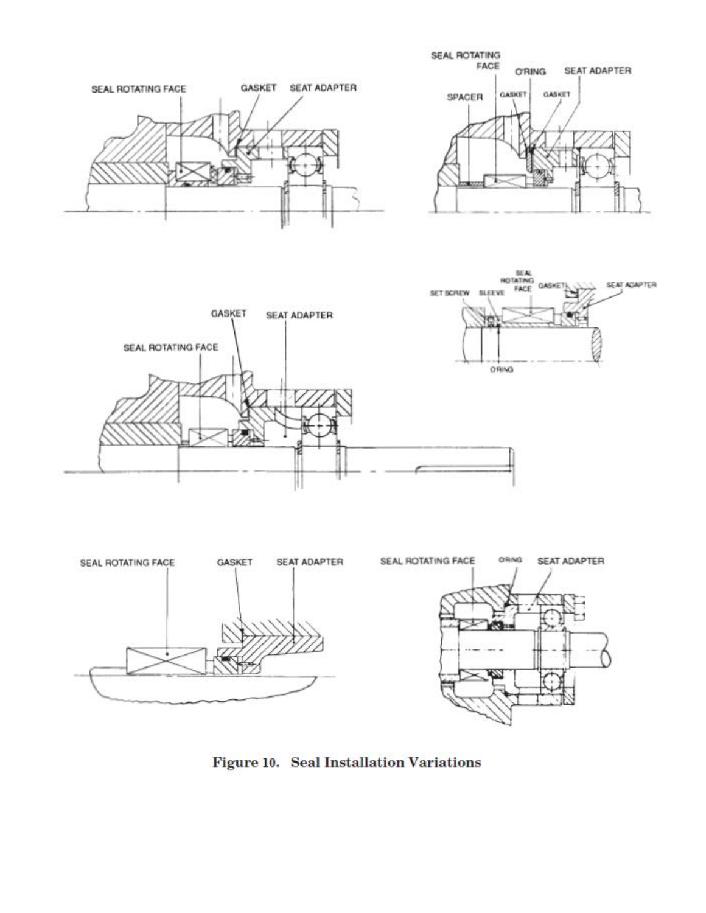Figure 10. Seal Installation Variations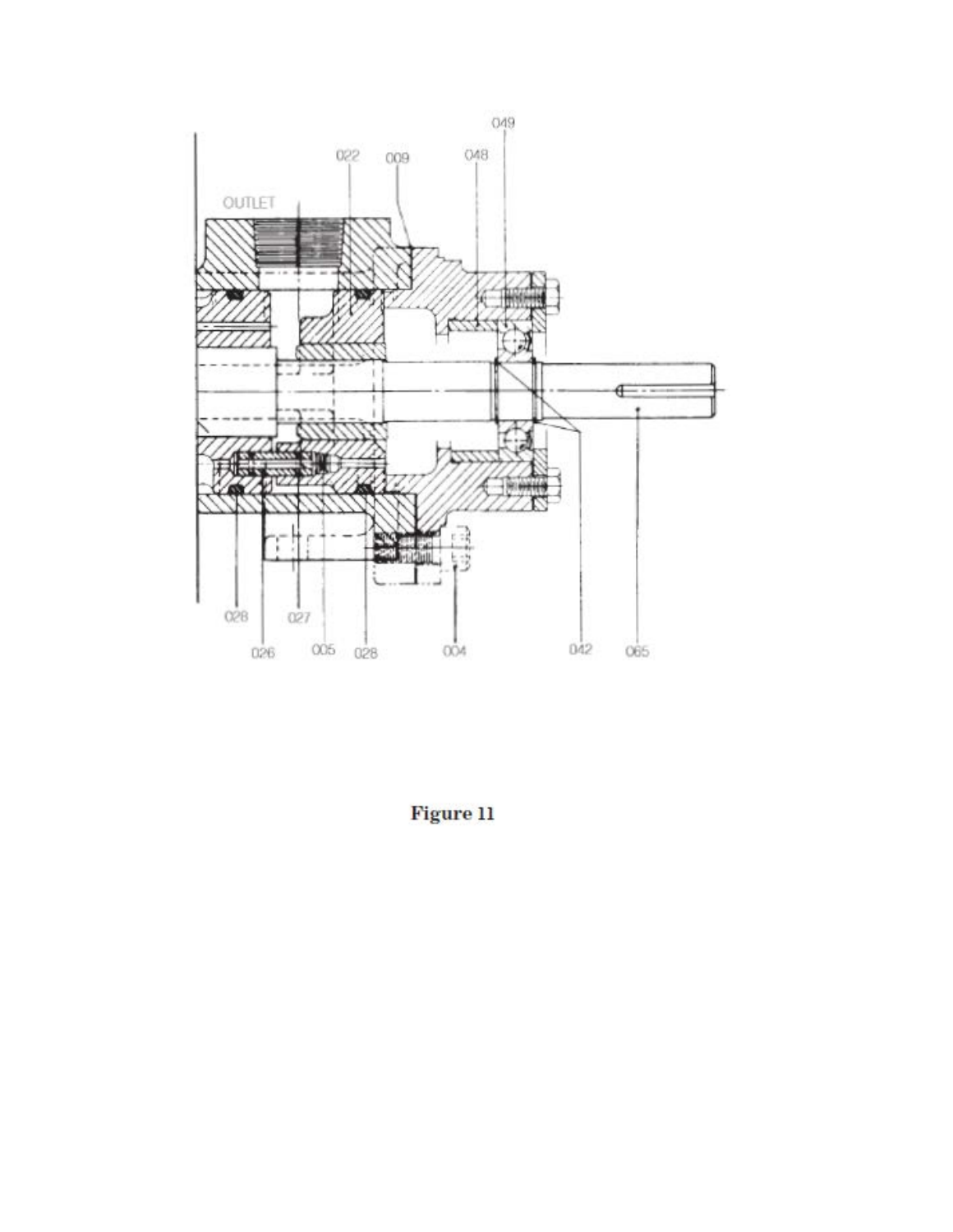OUTLET

022 009 048 049

028 027 026 005 028 004 042 065

**Figure 11**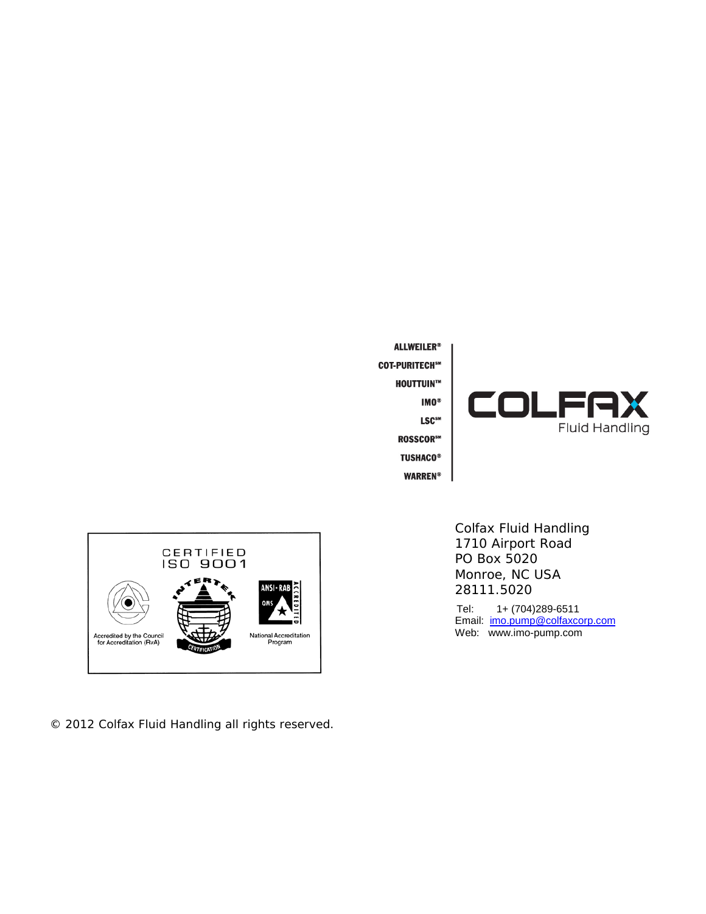ALLWEILER®
COT-PURITECH℠
HOUTTUIN™
IMO®
LSC℠
ROSSCOR℠
TUSHACO®
WARREN®

COLFAX
Fluid Handling

CERTIFIED
ISO 9001

Accredited by the Council for Accreditation (RvA)

INTERTEK CERTIFICATION

ANSI-RAB QMS ACCREDITED

National Accreditation Program

Colfax Fluid Handling
1710 Airport Road
PO Box 5020
Monroe, NC USA
28111.5020

Tel: 1+ (704)289-6511
Email: imo.pump@colfaxcorp.com
Web: www.imo-pump.com

© 2012 Colfax Fluid Handling all rights reserved.